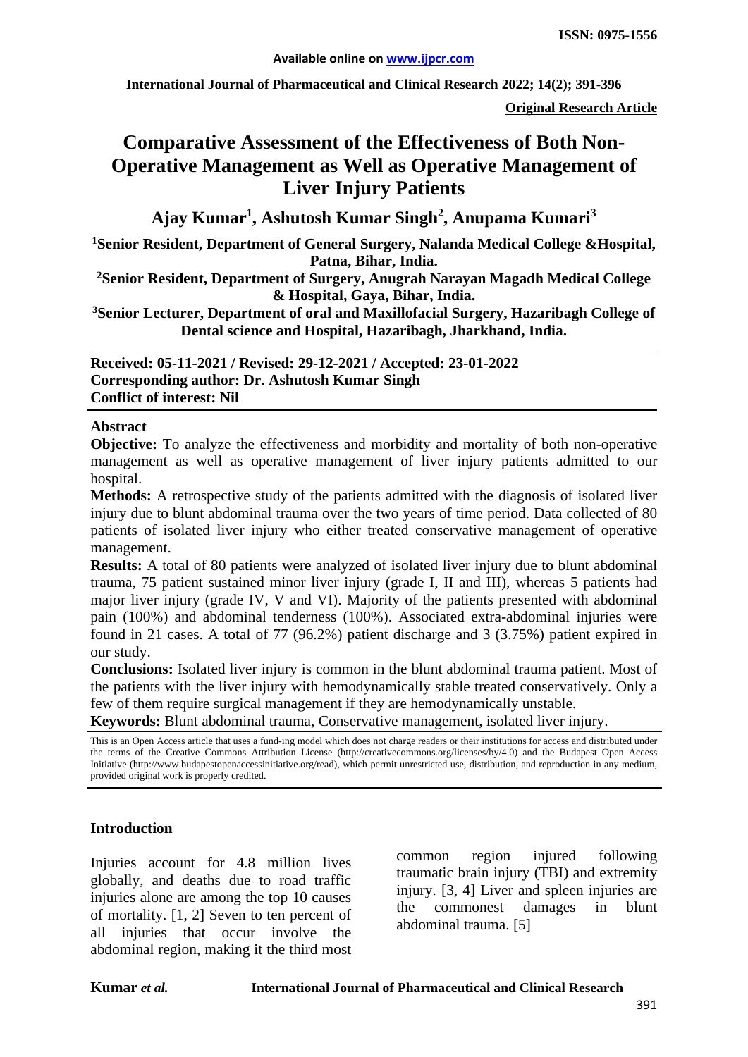**ISSN: 0975-1556**

**Available online on www.ijpcr.com**

**Original Research Article**

# Comparative Assessment of the Effectiveness of Both Non-Operative Management as Well as Operative Management of Liver Injury Patients

**Ajay Kumar[1], Ashutosh Kumar Singh[2], Anupama Kumari[3]**

**[1]Senior Resident, Department of General Surgery, Nalanda Medical College &Hospital, Patna, Bihar, India.**

**[2]Senior Resident, Department of Surgery, Anugrah Narayan Magadh Medical College & Hospital, Gaya, Bihar, India.**

**[3]Senior Lecturer, Department of oral and Maxillofacial Surgery, Hazaribagh College of Dental science and Hospital, Hazaribagh, Jharkhand, India.**

**Received: 05-11-2021 / Revised: 29-12-2021 / Accepted: 23-01-2022**
**Corresponding author: Dr. Ashutosh Kumar Singh**
**Conflict of interest: Nil**

## Abstract

**Objective:** To analyze the effectiveness and morbidity and mortality of both non-operative management as well as operative management of liver injury patients admitted to our hospital.

**Methods:** A retrospective study of the patients admitted with the diagnosis of isolated liver injury due to blunt abdominal trauma over the two years of time period. Data collected of 80 patients of isolated liver injury who either treated conservative management of operative management.

**Results:** A total of 80 patients were analyzed of isolated liver injury due to blunt abdominal trauma, 75 patient sustained minor liver injury (grade I, II and III), whereas 5 patients had major liver injury (grade IV, V and VI). Majority of the patients presented with abdominal pain (100%) and abdominal tenderness (100%). Associated extra-abdominal injuries were found in 21 cases. A total of 77 (96.2%) patient discharge and 3 (3.75%) patient expired in our study.

**Conclusions:** Isolated liver injury is common in the blunt abdominal trauma patient. Most of the patients with the liver injury with hemodynamically stable treated conservatively. Only a few of them require surgical management if they are hemodynamically unstable.

**Keywords:** Blunt abdominal trauma, Conservative management, isolated liver injury.

This is an Open Access article that uses a fund-ing model which does not charge readers or their institutions for access and distributed under the terms of the Creative Commons Attribution License (http://creativecommons.org/licenses/by/4.0) and the Budapest Open Access Initiative (http://www.budapestopenaccessinitiative.org/read), which permit unrestricted use, distribution, and reproduction in any medium, provided original work is properly credited.

## Introduction

Injuries account for 4.8 million lives globally, and deaths due to road traffic injuries alone are among the top 10 causes of mortality. [1, 2] Seven to ten percent of all injuries that occur involve the abdominal region, making it the third most common region injured following traumatic brain injury (TBI) and extremity injury. [3, 4] Liver and spleen injuries are the commonest damages in blunt abdominal trauma. [5]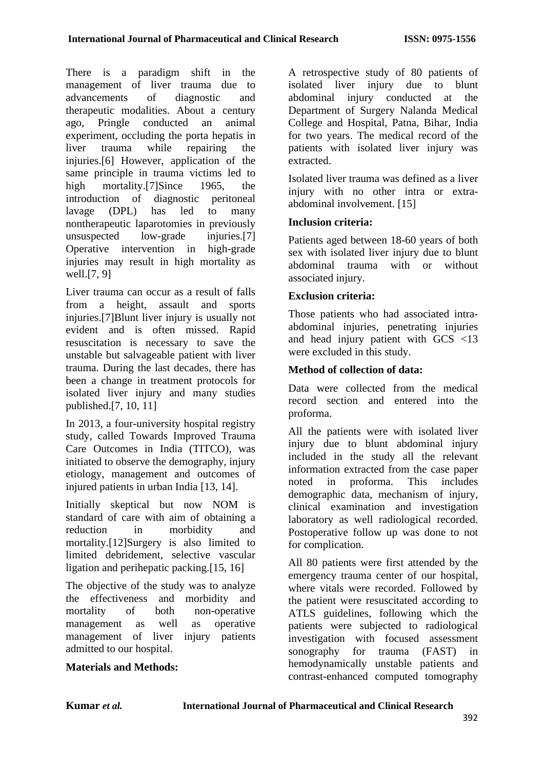There is a paradigm shift in the management of liver trauma due to advancements of diagnostic and therapeutic modalities. About a century ago, Pringle conducted an animal experiment, occluding the porta hepatis in liver trauma while repairing the injuries.[6] However, application of the same principle in trauma victims led to high mortality.[7]Since 1965, the introduction of diagnostic peritoneal lavage (DPL) has led to many nontherapeutic laparotomies in previously unsuspected low-grade injuries.[7] Operative intervention in high-grade injuries may result in high mortality as well.[7, 9]

Liver trauma can occur as a result of falls from a height, assault and sports injuries.[7]Blunt liver injury is usually not evident and is often missed. Rapid resuscitation is necessary to save the unstable but salvageable patient with liver trauma. During the last decades, there has been a change in treatment protocols for isolated liver injury and many studies published.[7, 10, 11]

In 2013, a four-university hospital registry study, called Towards Improved Trauma Care Outcomes in India (TITCO), was initiated to observe the demography, injury etiology, management and outcomes of injured patients in urban India [13, 14].

Initially skeptical but now NOM is standard of care with aim of obtaining a reduction in morbidity and mortality.[12]Surgery is also limited to limited debridement, selective vascular ligation and perihepatic packing.[15, 16]

The objective of the study was to analyze the effectiveness and morbidity and mortality of both non-operative management as well as operative management of liver injury patients admitted to our hospital.

## Materials and Methods:

A retrospective study of 80 patients of isolated liver injury due to blunt abdominal injury conducted at the Department of Surgery Nalanda Medical College and Hospital, Patna, Bihar, India for two years. The medical record of the patients with isolated liver injury was extracted.

Isolated liver trauma was defined as a liver injury with no other intra or extra-abdominal involvement. [15]

### Inclusion criteria:

Patients aged between 18-60 years of both sex with isolated liver injury due to blunt abdominal trauma with or without associated injury.

### Exclusion criteria:

Those patients who had associated intra-abdominal injuries, penetrating injuries and head injury patient with GCS <13 were excluded in this study.

### Method of collection of data:

Data were collected from the medical record section and entered into the proforma.

All the patients were with isolated liver injury due to blunt abdominal injury included in the study all the relevant information extracted from the case paper noted in proforma. This includes demographic data, mechanism of injury, clinical examination and investigation laboratory as well radiological recorded. Postoperative follow up was done to not for complication.

All 80 patients were first attended by the emergency trauma center of our hospital, where vitals were recorded. Followed by the patient were resuscitated according to ATLS guidelines, following which the patients were subjected to radiological investigation with focused assessment sonography for trauma (FAST) in hemodynamically unstable patients and contrast-enhanced computed tomography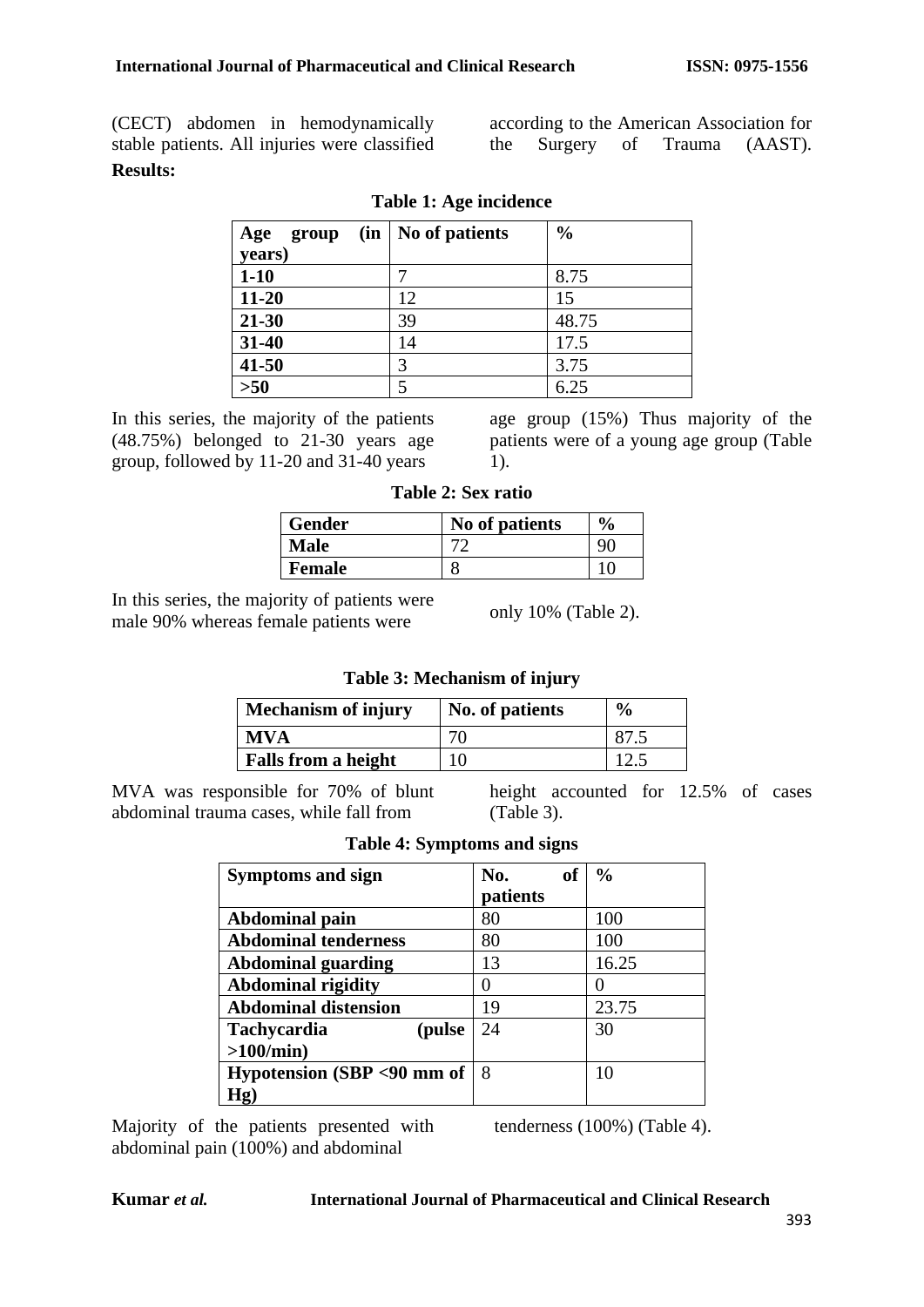(CECT) abdomen in hemodynamically stable patients. All injuries were classified according to the American Association for the Surgery of Trauma (AAST).

**Results:**

**Table 1: Age incidence**

| Age group (in years) | No of patients | % |
|---|---|---|
| 1-10 | 7 | 8.75 |
| 11-20 | 12 | 15 |
| 21-30 | 39 | 48.75 |
| 31-40 | 14 | 17.5 |
| 41-50 | 3 | 3.75 |
| >50 | 5 | 6.25 |

In this series, the majority of the patients (48.75%) belonged to 21-30 years age group, followed by 11-20 and 31-40 years age group (15%) Thus majority of the patients were of a young age group (Table 1).

**Table 2: Sex ratio**

| Gender | No of patients | % |
|---|---|---|
| Male | 72 | 90 |
| Female | 8 | 10 |

In this series, the majority of patients were male 90% whereas female patients were only 10% (Table 2).

**Table 3: Mechanism of injury**

| Mechanism of injury | No. of patients | % |
|---|---|---|
| MVA | 70 | 87.5 |
| Falls from a height | 10 | 12.5 |

MVA was responsible for 70% of blunt abdominal trauma cases, while fall from height accounted for 12.5% of cases (Table 3).

**Table 4: Symptoms and signs**

| Symptoms and sign | No. of patients | % |
|---|---|---|
| Abdominal pain | 80 | 100 |
| Abdominal tenderness | 80 | 100 |
| Abdominal guarding | 13 | 16.25 |
| Abdominal rigidity | 0 | 0 |
| Abdominal distension | 19 | 23.75 |
| Tachycardia (pulse >100/min) | 24 | 30 |
| Hypotension (SBP <90 mm of Hg) | 8 | 10 |

Majority of the patients presented with abdominal pain (100%) and abdominal tenderness (100%) (Table 4).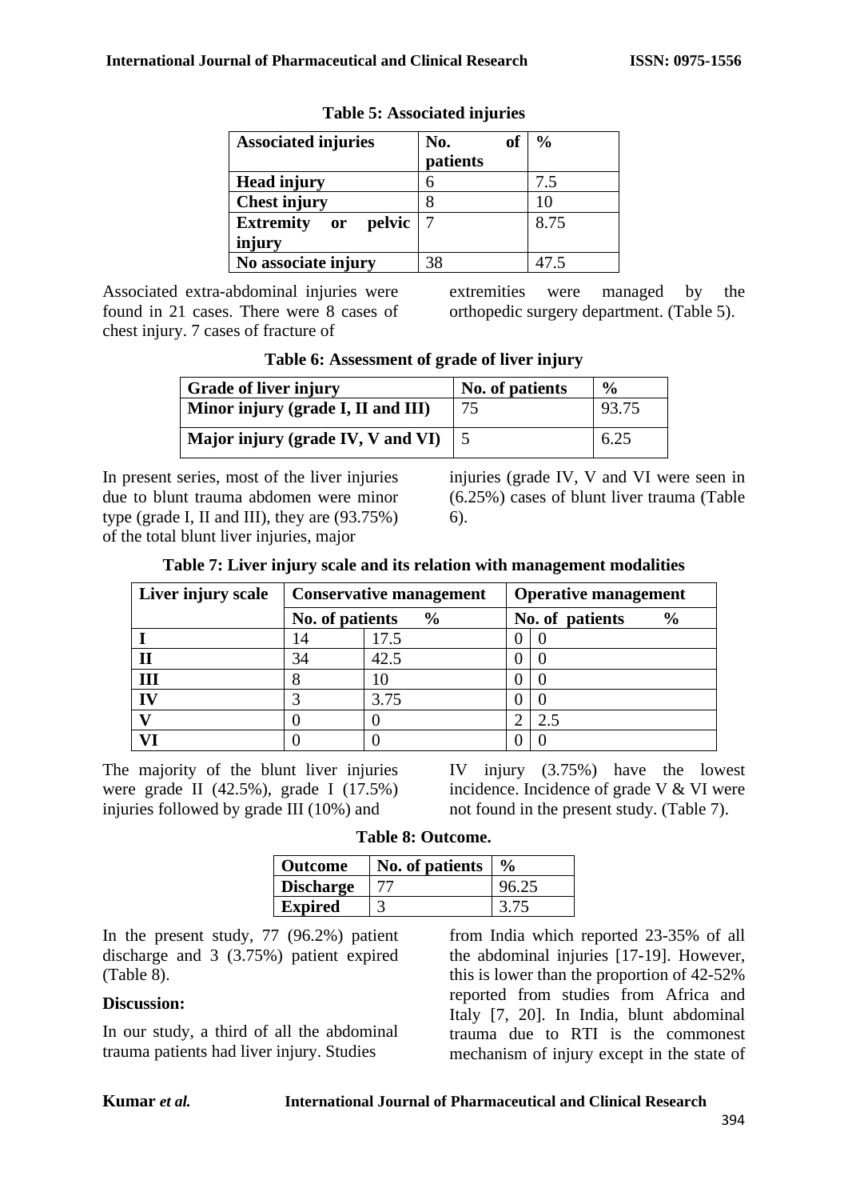**Table 5: Associated injuries**

| Associated injuries | No. of patients | % |
|---|---|---|
| Head injury | 6 | 7.5 |
| Chest injury | 8 | 10 |
| Extremity or pelvic injury | 7 | 8.75 |
| No associate injury | 38 | 47.5 |

Associated extra-abdominal injuries were found in 21 cases. There were 8 cases of chest injury. 7 cases of fracture of extremities were managed by the orthopedic surgery department. (Table 5).

**Table 6: Assessment of grade of liver injury**

| Grade of liver injury | No. of patients | % |
|---|---|---|
| Minor injury (grade I, II and III) | 75 | 93.75 |
| Major injury (grade IV, V and VI) | 5 | 6.25 |

In present series, most of the liver injuries due to blunt trauma abdomen were minor type (grade I, II and III), they are (93.75%) of the total blunt liver injuries, major injuries (grade IV, V and VI were seen in (6.25%) cases of blunt liver trauma (Table 6).

**Table 7: Liver injury scale and its relation with management modalities**

| Liver injury scale | Conservative management | | Operative management | |
|---|---|---|---|---|
| | No. of patients | % | No. of patients | % |
| I | 14 | 17.5 | 0 | 0 |
| II | 34 | 42.5 | 0 | 0 |
| III | 8 | 10 | 0 | 0 |
| IV | 3 | 3.75 | 0 | 0 |
| V | 0 | 0 | 2 | 2.5 |
| VI | 0 | 0 | 0 | 0 |

The majority of the blunt liver injuries were grade II (42.5%), grade I (17.5%) injuries followed by grade III (10%) and IV injury (3.75%) have the lowest incidence. Incidence of grade V & VI were not found in the present study. (Table 7).

**Table 8: Outcome.**

| Outcome | No. of patients | % |
|---|---|---|
| Discharge | 77 | 96.25 |
| Expired | 3 | 3.75 |

In the present study, 77 (96.2%) patient discharge and 3 (3.75%) patient expired (Table 8).

## Discussion:

In our study, a third of all the abdominal trauma patients had liver injury. Studies from India which reported 23-35% of all the abdominal injuries [17-19]. However, this is lower than the proportion of 42-52% reported from studies from Africa and Italy [7, 20]. In India, blunt abdominal trauma due to RTI is the commonest mechanism of injury except in the state of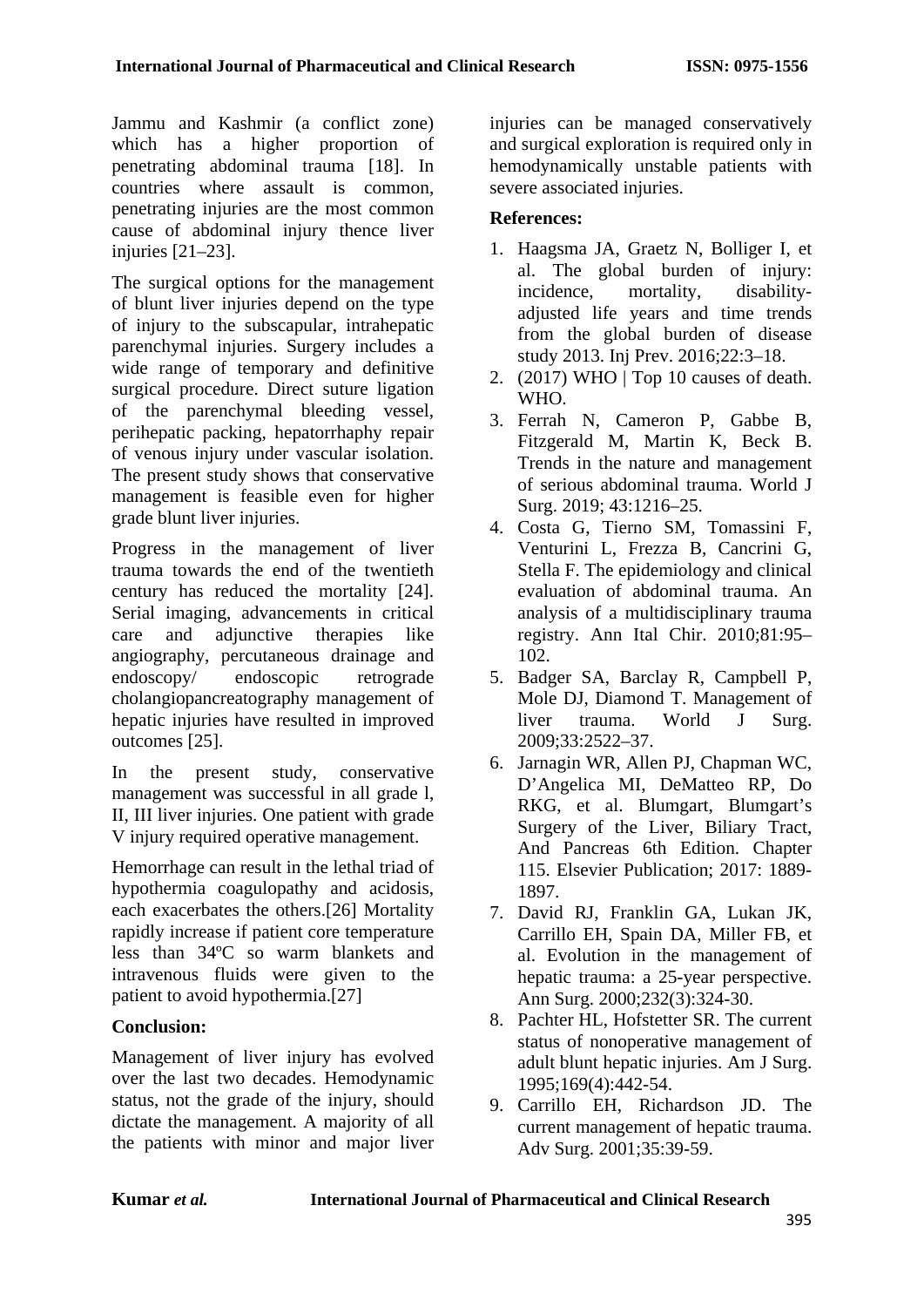Jammu and Kashmir (a conflict zone) which has a higher proportion of penetrating abdominal trauma [18]. In countries where assault is common, penetrating injuries are the most common cause of abdominal injury thence liver injuries [21–23].

The surgical options for the management of blunt liver injuries depend on the type of injury to the subscapular, intrahepatic parenchymal injuries. Surgery includes a wide range of temporary and definitive surgical procedure. Direct suture ligation of the parenchymal bleeding vessel, perihepatic packing, hepatorrhaphy repair of venous injury under vascular isolation. The present study shows that conservative management is feasible even for higher grade blunt liver injuries.

Progress in the management of liver trauma towards the end of the twentieth century has reduced the mortality [24]. Serial imaging, advancements in critical care and adjunctive therapies like angiography, percutaneous drainage and endoscopy/ endoscopic retrograde cholangiopancreatography management of hepatic injuries have resulted in improved outcomes [25].

In the present study, conservative management was successful in all grade l, II, III liver injuries. One patient with grade V injury required operative management.

Hemorrhage can result in the lethal triad of hypothermia coagulopathy and acidosis, each exacerbates the others.[26] Mortality rapidly increase if patient core temperature less than 34ºC so warm blankets and intravenous fluids were given to the patient to avoid hypothermia.[27]

## Conclusion:

Management of liver injury has evolved over the last two decades. Hemodynamic status, not the grade of the injury, should dictate the management. A majority of all the patients with minor and major liver injuries can be managed conservatively and surgical exploration is required only in hemodynamically unstable patients with severe associated injuries.

## References:

1. Haagsma JA, Graetz N, Bolliger I, et al. The global burden of injury: incidence, mortality, disability-adjusted life years and time trends from the global burden of disease study 2013. Inj Prev. 2016;22:3–18.
2. (2017) WHO | Top 10 causes of death. WHO.
3. Ferrah N, Cameron P, Gabbe B, Fitzgerald M, Martin K, Beck B. Trends in the nature and management of serious abdominal trauma. World J Surg. 2019; 43:1216–25.
4. Costa G, Tierno SM, Tomassini F, Venturini L, Frezza B, Cancrini G, Stella F. The epidemiology and clinical evaluation of abdominal trauma. An analysis of a multidisciplinary trauma registry. Ann Ital Chir. 2010;81:95–102.
5. Badger SA, Barclay R, Campbell P, Mole DJ, Diamond T. Management of liver trauma. World J Surg. 2009;33:2522–37.
6. Jarnagin WR, Allen PJ, Chapman WC, D'Angelica MI, DeMatteo RP, Do RKG, et al. Blumgart, Blumgart's Surgery of the Liver, Biliary Tract, And Pancreas 6th Edition. Chapter 115. Elsevier Publication; 2017: 1889-1897.
7. David RJ, Franklin GA, Lukan JK, Carrillo EH, Spain DA, Miller FB, et al. Evolution in the management of hepatic trauma: a 25-year perspective. Ann Surg. 2000;232(3):324-30.
8. Pachter HL, Hofstetter SR. The current status of nonoperative management of adult blunt hepatic injuries. Am J Surg. 1995;169(4):442-54.
9. Carrillo EH, Richardson JD. The current management of hepatic trauma. Adv Surg. 2001;35:39-59.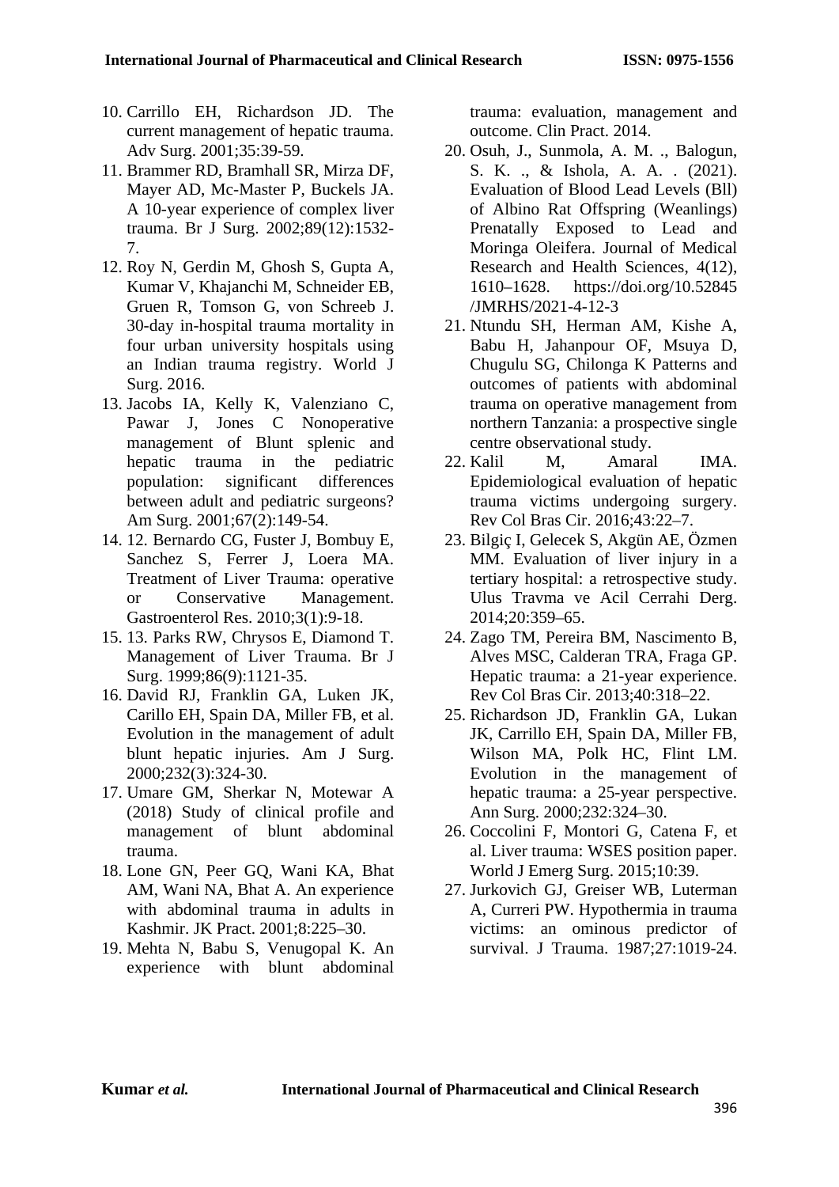10. Carrillo EH, Richardson JD. The current management of hepatic trauma. Adv Surg. 2001;35:39-59.
11. Brammer RD, Bramhall SR, Mirza DF, Mayer AD, Mc-Master P, Buckels JA. A 10-year experience of complex liver trauma. Br J Surg. 2002;89(12):1532-7.
12. Roy N, Gerdin M, Ghosh S, Gupta A, Kumar V, Khajanchi M, Schneider EB, Gruen R, Tomson G, von Schreeb J. 30-day in-hospital trauma mortality in four urban university hospitals using an Indian trauma registry. World J Surg. 2016.
13. Jacobs IA, Kelly K, Valenziano C, Pawar J, Jones C Nonoperative management of Blunt splenic and hepatic trauma in the pediatric population: significant differences between adult and pediatric surgeons? Am Surg. 2001;67(2):149-54.
14. 12. Bernardo CG, Fuster J, Bombuy E, Sanchez S, Ferrer J, Loera MA. Treatment of Liver Trauma: operative or Conservative Management. Gastroenterol Res. 2010;3(1):9-18.
15. 13. Parks RW, Chrysos E, Diamond T. Management of Liver Trauma. Br J Surg. 1999;86(9):1121-35.
16. David RJ, Franklin GA, Luken JK, Carillo EH, Spain DA, Miller FB, et al. Evolution in the management of adult blunt hepatic injuries. Am J Surg. 2000;232(3):324-30.
17. Umare GM, Sherkar N, Motewar A (2018) Study of clinical profile and management of blunt abdominal trauma.
18. Lone GN, Peer GQ, Wani KA, Bhat AM, Wani NA, Bhat A. An experience with abdominal trauma in adults in Kashmir. JK Pract. 2001;8:225–30.
19. Mehta N, Babu S, Venugopal K. An experience with blunt abdominal trauma: evaluation, management and outcome. Clin Pract. 2014.
20. Osuh, J., Sunmola, A. M. ., Balogun, S. K. ., & Ishola, A. A. . (2021). Evaluation of Blood Lead Levels (Bll) of Albino Rat Offspring (Weanlings) Prenatally Exposed to Lead and Moringa Oleifera. Journal of Medical Research and Health Sciences, 4(12), 1610–1628. https://doi.org/10.52845/JMRHS/2021-4-12-3
21. Ntundu SH, Herman AM, Kishe A, Babu H, Jahanpour OF, Msuya D, Chugulu SG, Chilonga K Patterns and outcomes of patients with abdominal trauma on operative management from northern Tanzania: a prospective single centre observational study.
22. Kalil M, Amaral IMA. Epidemiological evaluation of hepatic trauma victims undergoing surgery. Rev Col Bras Cir. 2016;43:22–7.
23. Bilgiç I, Gelecek S, Akgün AE, Özmen MM. Evaluation of liver injury in a tertiary hospital: a retrospective study. Ulus Travma ve Acil Cerrahi Derg. 2014;20:359–65.
24. Zago TM, Pereira BM, Nascimento B, Alves MSC, Calderan TRA, Fraga GP. Hepatic trauma: a 21-year experience. Rev Col Bras Cir. 2013;40:318–22.
25. Richardson JD, Franklin GA, Lukan JK, Carrillo EH, Spain DA, Miller FB, Wilson MA, Polk HC, Flint LM. Evolution in the management of hepatic trauma: a 25-year perspective. Ann Surg. 2000;232:324–30.
26. Coccolini F, Montori G, Catena F, et al. Liver trauma: WSES position paper. World J Emerg Surg. 2015;10:39.
27. Jurkovich GJ, Greiser WB, Luterman A, Curreri PW. Hypothermia in trauma victims: an ominous predictor of survival. J Trauma. 1987;27:1019-24.